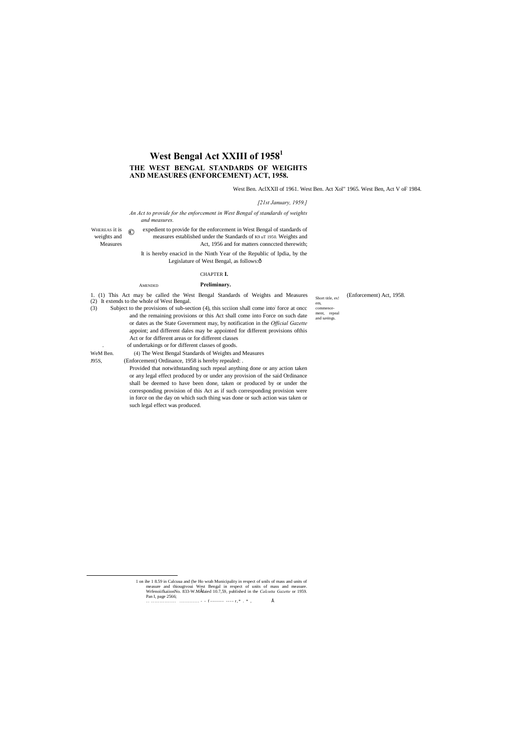# West Bengal Act XXIII of 1958[1]

## THE WEST BENGAL STANDARDS OF WEIGHTS AND MEASURES (ENFORCEMENT) ACT, 1958.

West Ben. AclXXII of 1961. West Ben. Act Xol" 1965. West Ben, Act V oF 1984.

*[21st January, 1959.]*

*An Act to provide for the enforcement in West Bengal of standards of weights and measures.*

WHEREAS it is expedient to provide for the enforcement in West Bengal of standards of weights and measures established under the Standards of K9 uT 1950. Weights and Measures Act, 1956 and for matters connccted therewith;

It is hereby enacicd in the Ninth Year of the Republic of Ipdia, by the Legislature of West Bengal, as follows:ô

CHAPTER **I.**

AMENDED

### Preliminary.

*Short title, ex! em, commence-ment, repeal and savings.*

1. (1) This Act may be called the West Bengal Standards of Weights and Measures (Enforcement) Act, 1958.

(2) It extends to the whole of West Bengal.

(3) Subject to the provisions of sub-section (4), this scciion shall come into force at oncc and the remaining provisions or this Act shall come into Force on such date or dates as the State Government may, by notification in the *Official Gazette* appoint; and different dales may be appointed for different provisions ofthis Act or for different areas or for different classes of undertakings or for different classes of goods.

WeM Ben. J95S, (4) The West Bengal Standards of Weights and Measures (Enforcement) Ordinance, 1958 is hereby repealed: .

Provided that notwithstanding such repeal anything done or any action taken or any legal effect produced by or under any provision of the said Ordinance shall be deemed to have been done, taken or produced by or under the corresponding provision of this Act as if such corresponding provision were in force on the day on which such thing was done or such action was taken or such legal effect was produced.

---

1 on ihe 1 8.59 in Calcuua and (he Ho wrah Municipality in respect of unils of mass and units of measure and thiougtvoui West Bengal in respect of units of mass and measure. WrfenoiifkaiionNo. 833-W.MÅdaied 10.7,59, published in the *Calcutta Gazette* or 1959. Pan I, page 2566;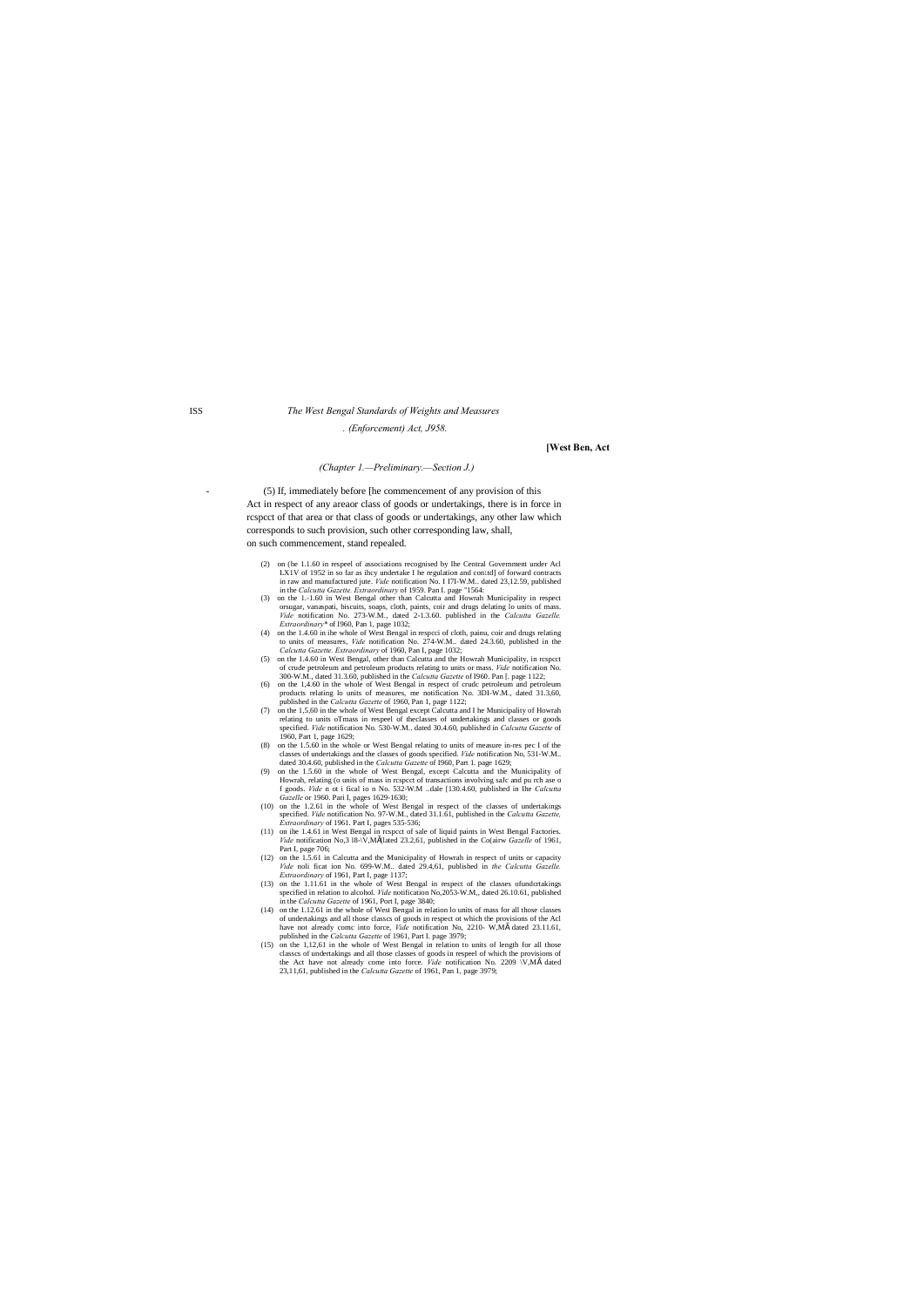[West Ben, Act

*(Chapter 1.—Preliminary.—Section J.)*

(5) If, immediately before [he commencement of any provision of this Act in respect of any areaor class of goods or undertakings, there is in force in rcspcct of that area or that class of goods or undertakings, any other law which corresponds to such provision, such other corresponding law, shall, on such commencement, stand repealed.

(2) on (he 1.1.60 in respeel of associations recognised by Ihe Central Government under Acl LX1V of 1952 in so far as ihcy undertake I he regulation and con\td] of forward contracts in raw and manufactured jute. *Vide* notification No. I I7I-W.M.. dated 23,12.59, published in the *Calcutta Gazette. Extraordinary* of 1959. Pan I. page "1564:

(3) on the 1.-1.60 in West Bengal other than Calcutta and Howrah Municipality in respect orsugar, vanaspati, biscuits, soaps, cloth, paints, coir and drugs delating lo units of mass. *Vide* notification No. 273-W.M., dated 2-1.3.60. published in the *Calcutta Gazelle. Extraordinary** of I960, Pan 1, page 1032;

(4) on the 1.4.60 in ihe whole of West Bengal in respcci of cloth, painu, coir and drugs relating to units of measures, *Vide* notification No. 274-W.M.. dated 24.3.60, published in the *Calcutta Gazette. Extraordinary* of 1960, Pan I, page 1032;

(5) on the 1.4.60 in West Bengal, other than Calcutta and the Howrah Municipality, in rcspcct of crude petroleum and petroleum products relating to units or mass. *Vide* notification No. 300-W.M., dated 31.3.60, published in the *Calcutta Gazette* of I960. Pan [. page 1122;

(6) on the 1,4.60 in the whole of West Bengal in respect of crudc petroleum and petroleum products relating lo units of measures, me notification No. 3DI-W.M., dated 31.3,60, published in the *Calcutta Gazette* of 1960, Pan 1, page 1122;

(7) on the 1,5,60 in the whole of West Bengal except Calcutta and I he Municipality of Howrah relating to units oTmass in respeel of theclasses of undertakings and classes or goods specified. *Vide* notification No. 530-W.M.. dated 30.4.60, published in *Calcutta Gazette* of 1960, Part 1, page 1629;

(8) on the 1.5.60 in the whole or West Bengal relating to units of measure in-res pec I of the classes of undertakings and the classes of goods specified. *Vide* notification No, 531-W.M.. dated 30.4.60, published in the *Calcutta Gazette* of I960, Part 1. page 1629;

(9) on the 1.5.60 in the whole of West Bengal, except Calcutta and the Municipality of Howrah, relating (o units of mass in rcspcct of transactions involving saIc and pu rch ase o f goods. *Vide* n ot i fical io n No. 532-W.M ..dale [130.4.60, published in Ihe *Calcutta Gazelle* or 1960. Pari I, pages 1629-1630;

(10) on the 1.2.61 in the whole of West Bengal in respect of the classes of undertakings specified. *Vide* notification No. 97-W.M., dated 31.1.61, published in the *Calcutta Gazette, Extraordinary* of 1961. Part I, pages 535-536;

(11) on ihe 1.4.61 in West Bengal in rcspcct of sale of liquid paints in West Bengal Factories. *Vide* notification No,3 l8-\V,MÂ[lated 23.2,61, published in the Co(airw *Gazelle* of 1961, Part I, page 706;

(12) on the 1.5.61 in Calcutta and the Municipality of Howrah in respect of units or capacity *Vide* noli ficat ion No. 699-W.M.. dated 29.4,61, published in *the Calcutta Gazelle. Extraordinary* of 1961, Part I, page 1137;

(13) on the 1.11.61 in the whole of West Bengal in respect of the classes ofundcrtakings specified in relation to alcohol. *Vide* notification No,2053-W.M,, dated 26.10.61, published in the *Calcutta Gazette* of 1961, Port I, page 3840;

(14) on the 1.12.61 in the whole of West Bengal in relation lo units of mass for all those classes of undertakings and all those classcs of goods in respect ot which the provisions of the Acl have not already comc into force, *Vide* notification No, 2210- W,MÂ dated 23.11.61, published in the *Calcutta Gazette* of 1961, Part I. page 3979;

(15) on the 1,12,61 in the whole of West Bengal in relation to units of length for all those classcs of undertakings and all those classes of goods in respeel of which the provisions of the Act have not already come into force. *Vide* notification No. 2209 \V,MÂ dated 23,11,61, published in the *Calcutta Gazette* of 1961, Pan 1, page 3979;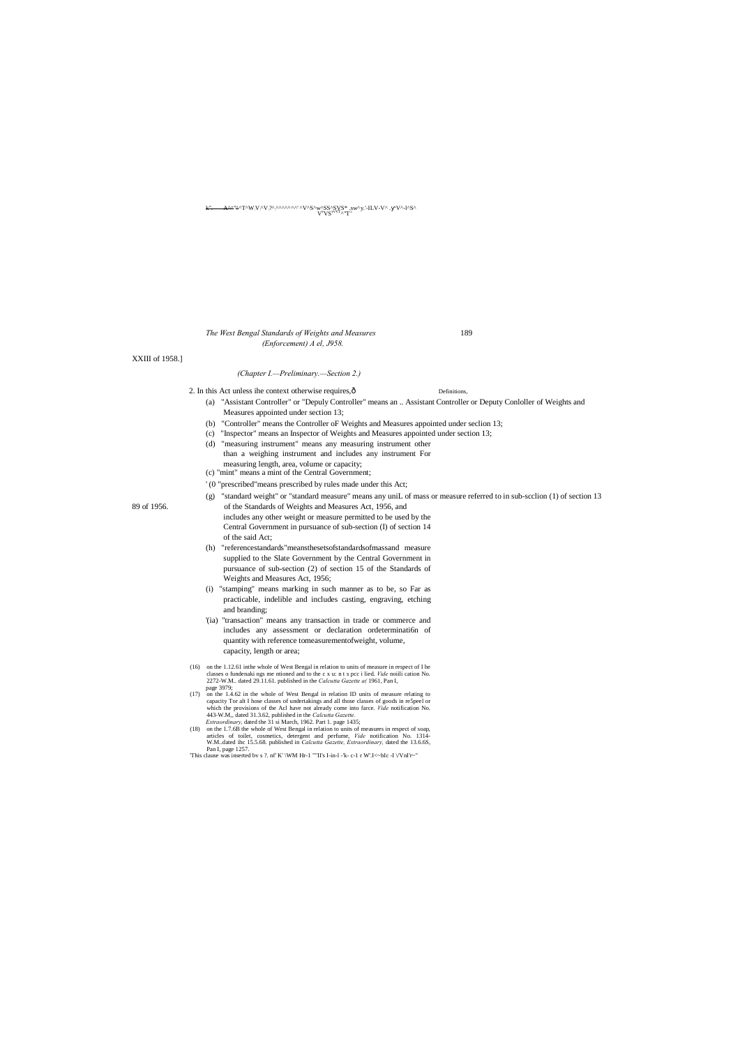*The West Bengal Standards of Weights and Measures (Enforcement) A el, J958.*

XXIII of 1958.]

*(Chapter I.—Preliminary.—Section 2.)*

2. In this Act unless ihe context otherwise requires,— Definitions,

(a) "Assistant Controller" or "Depuly Controller" means an .. Assistant Controller or Deputy Conloller of Weights and Measures appointed under section 13;

(b) "Controller" means the Controller oF Weights and Measures appointed under seclion 13;

(c) "Inspector" means an Inspector of Weights and Measures appointed under section 13;

(d) "measuring instrument" means any measuring instrument other than a weighing instrument and includes any instrument For measuring length, area, volume or capacity;

(c) "mint" means a mint of the Central Government;

' (0 "prescribed"means prescribed by rules made under this Act;

(g) "standard weight" or "standard measure" means any uniL of mass or measure referred to in sub-scclion (1) of section 13 of the Standards of Weights and Measures Act, 1956, and includes any other weight or measure permitted to be used by the Central Government in pursuance of sub-section (I) of section 14 of the said Act;

89 of 1956.

(h) "referencestandards"meansthesetsofstandardsofmassand measure supplied to the Slate Government by the Central Government in pursuance of sub-section (2) of section 15 of the Standards of Weights and Measures Act, 1956;

(i) "stamping" means marking in such manner as to be, so Far as practicable, indelible and includes casting, engraving, etching and branding;

'(ia) "transaction" means any transaction in trade or commerce and includes any assessment or declaration ordeterminati6n of quantity with reference tomeasurementofweight, volume, capacity, length or area;

(16) on the 1.12.61 inthe whole of West Bengal in relation to units of measure in respect of I he classes o fundenaki ngs me ntioned and to the c x u: n t s pcc i lied. *Vide* noiili cation No. 2272-W.M.. dated 29.11.61. published in the *Calcutta Gazette a(* 1961, Pan I, page 3979;

(17) on the 1.4.62 in the whole of West Bengal in relation ID units of measure relating to capacity Tor alt I hose classes of undertakings and all those classes of goods in re5peel or which the provisions of the Acl have not already come into farce. *Vide* notification No. 443-W.M,, dated 31.3.62, published in the *Calcutta Gazette. Extraordinary,* dated the 31 si March, 1962. Part 1. page 1435;

(18) on the 1.7.6B the whole of West Bengal in relation to units of measures in respect of soap, articles of toilet, cosmetics, detergent and perfume, *Vide* notification No. 1314-W.M..dated ihc 15.5.68. published in *Calcutta Gazette, Extraordinary,* dated the 13.6.6S, Pan I, page 1257.

'This clause was inserted bv s ?. nf' K' \WM Hr-1 ""II's I-in-l -'k- c-1 r W'.I<~bIc -I \/VnI'r~"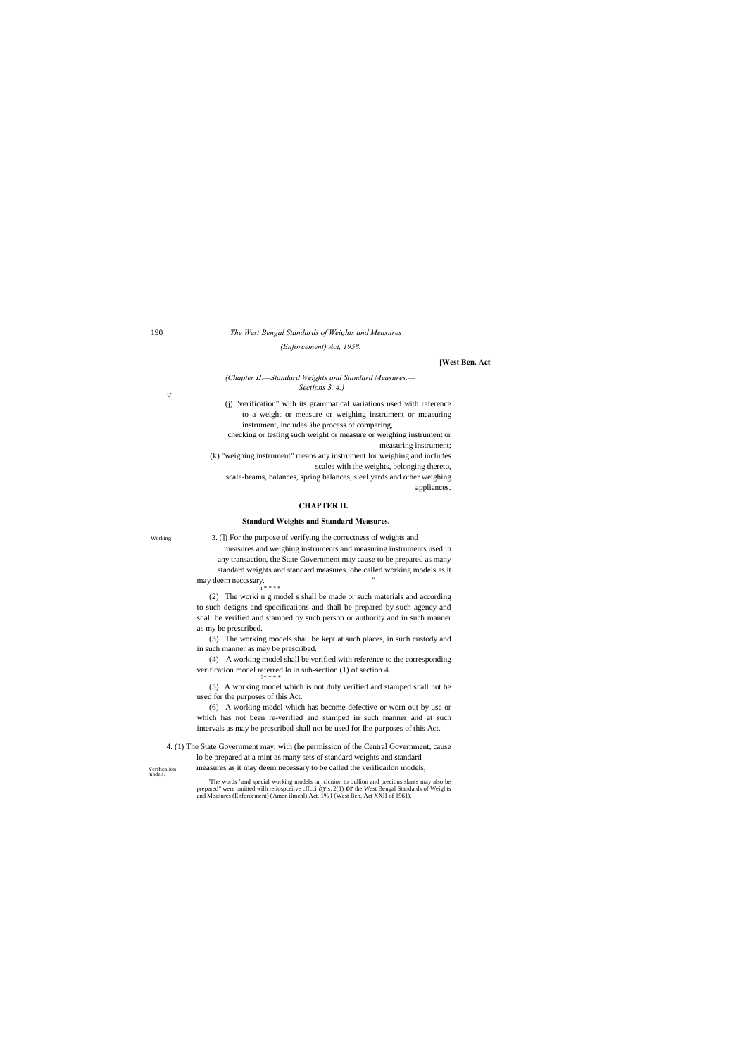[West Ben. Act

*(Chapter II.—Standard Weights and Standard Measures.— Sections 3, 4.)*

'J

(j) "verification" wilh its grammatical variations used with reference to a weight or measure or weighing instrument or measuring instrument, includes' ihe process of comparing, checking or testing such weight or measure or weighing instrument or measuring instrument;

(k) "weighing instrument" means any instrument for weighing and includes scales with the weights, belonging thereto, scale-beams, balances, spring balances, sleel yards and other weighing appliances.

## CHAPTER II.

### Standard Weights and Standard Measures.

Working

3. (]) For the purpose of verifying the correctness of weights and measures and weighing instruments and measuring instruments used in any transaction, the State Government may cause to be prepared as many standard weights and standard measures.lobe called working models as it may deem neccssary. "
i * * * *

(2) The worki n g model s shall be made or such materials and according to such designs and specifications and shall be prepared by such agency and shall be verified and stamped by such person or authority and in such manner as my be prescribed.

(3) The working models shall be kept at such places, in such custody and in such manner as may be prescribed.

(4) A working model shall be verified with reference to the corresponding verification model referred lo in sub-section (1) of section 4.
2* * * *

(5) A working model which is not duly verified and stamped shall not be used for the purposes of this Act.

(6) A working model which has become defective or worn out by use or which has not been re-verified and stamped in such manner and at such intervals as may be prescribed shall not be used for Ihe purposes of this Act.

Verificalion models.

4. (1) The State Government may, with (he permission of the Central Government, cause lo be prepared at a mint as many sets of standard weights and standard measures as it may deem necessary to be called the verificailon models,

'The words "and special working models in rclcnion to bullion and precious slants may also be prepared" were omitted wilh retiospceiive cffcci *by* s. 2(1) **or** the West Bengal Standards of Weights and Measures (Enforcement) (Amen ilmcnl) Act. 1% I (West Ben. Act XXII of 1961).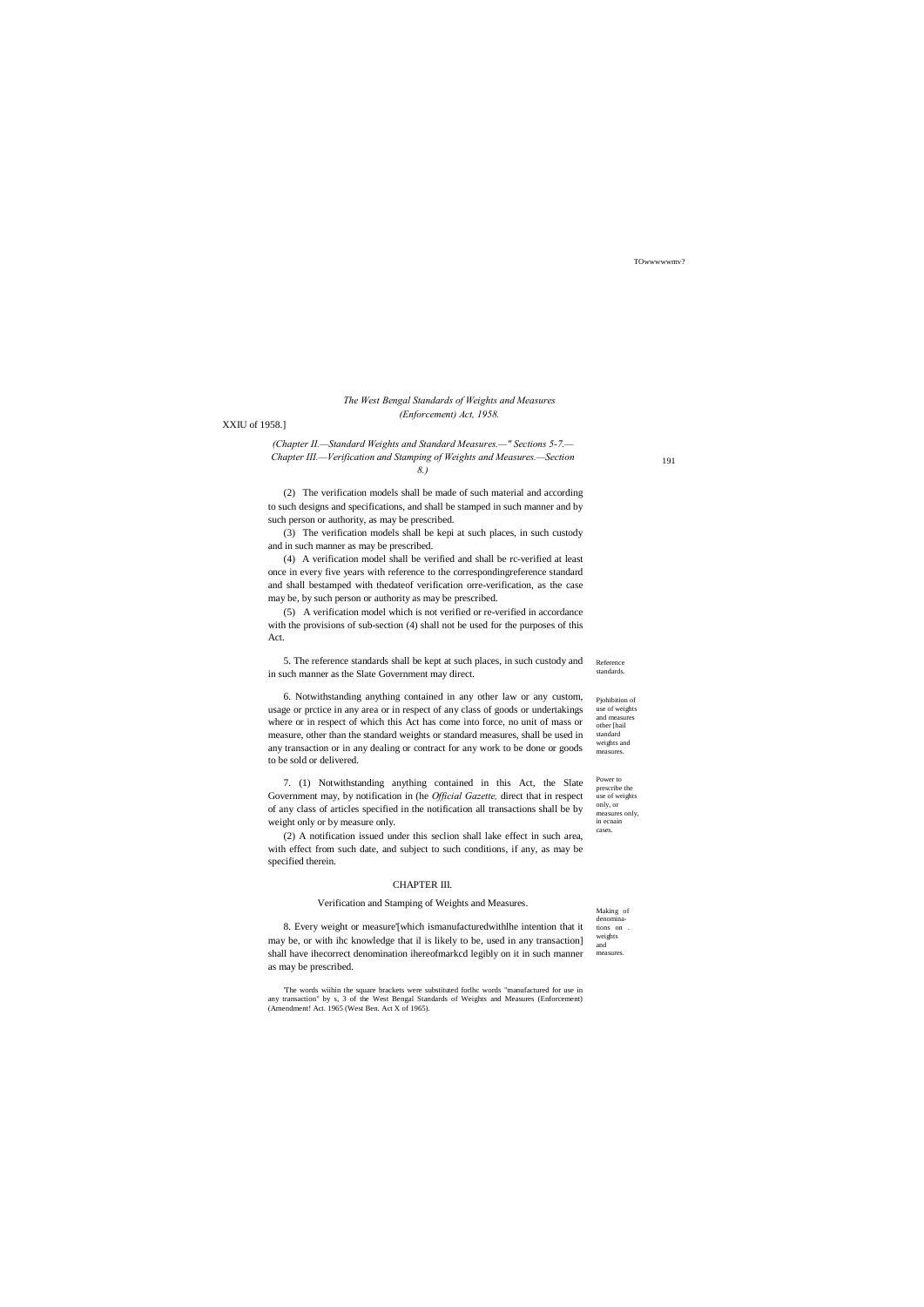(2) The verification models shall be made of such material and according to such designs and specifications, and shall be stamped in such manner and by such person or authority, as may be prescribed.

(3) The verification models shall be kepi at such places, in such custody and in such manner as may be prescribed.

(4) A verification model shall be verified and shall be rc-verified at least once in every five years with reference to the correspondingreference standard and shall bestamped with thedateof verification orre-verification, as the case may be, by such person or authority as may be prescribed.

(5) A verification model which is not verified or re-verified in accordance with the provisions of sub-section (4) shall not be used for the purposes of this Act.

Reference standards.

5. The reference standards shall be kept at such places, in such custody and in such manner as the Slate Government may direct.

Pjohibition of use of weights and measures other [hail standard weights and measures.

6. Notwithstanding anything contained in any other law or any custom, usage or prctice in any area or in respect of any class of goods or undertakings where or in respect of which this Act has come into force, no unit of mass or measure, other than the standard weights or standard measures, shall be used in any transaction or in any dealing or contract for any work to be done or goods to be sold or delivered.

Power to prescribe the use of weights only, or measures only, in ecnain cases.

7. (1) Notwithstanding anything contained in this Act, the Slate Government may, by notification in (he *Official Gazette,* direct that in respect of any class of articles specified in the notification all transactions shall be by weight only or by measure only.

(2) A notification issued under this seclion shall lake effect in such area, with effect from such date, and subject to such conditions, if any, as may be specified therein.

## CHAPTER III.

### Verification and Stamping of Weights and Measures.

Making of denominations on . weights and measures.

8. Every weight or measure'[which ismanufacturedwithlhe intention that it may be, or with ihc knowledge that il is likely to be, used in any transaction] shall have ihecorrect denomination ihereofmarkcd legibly on it in such manner as may be prescribed.

'The words wiihin the square brackets were substituted forlhc words "manufactured for use in any transaction" by s, 3 of the West Bengal Standards of Weights and Measures (Enforcement) (Amendment! Act. 1965 (West Ben. Act X of 1965).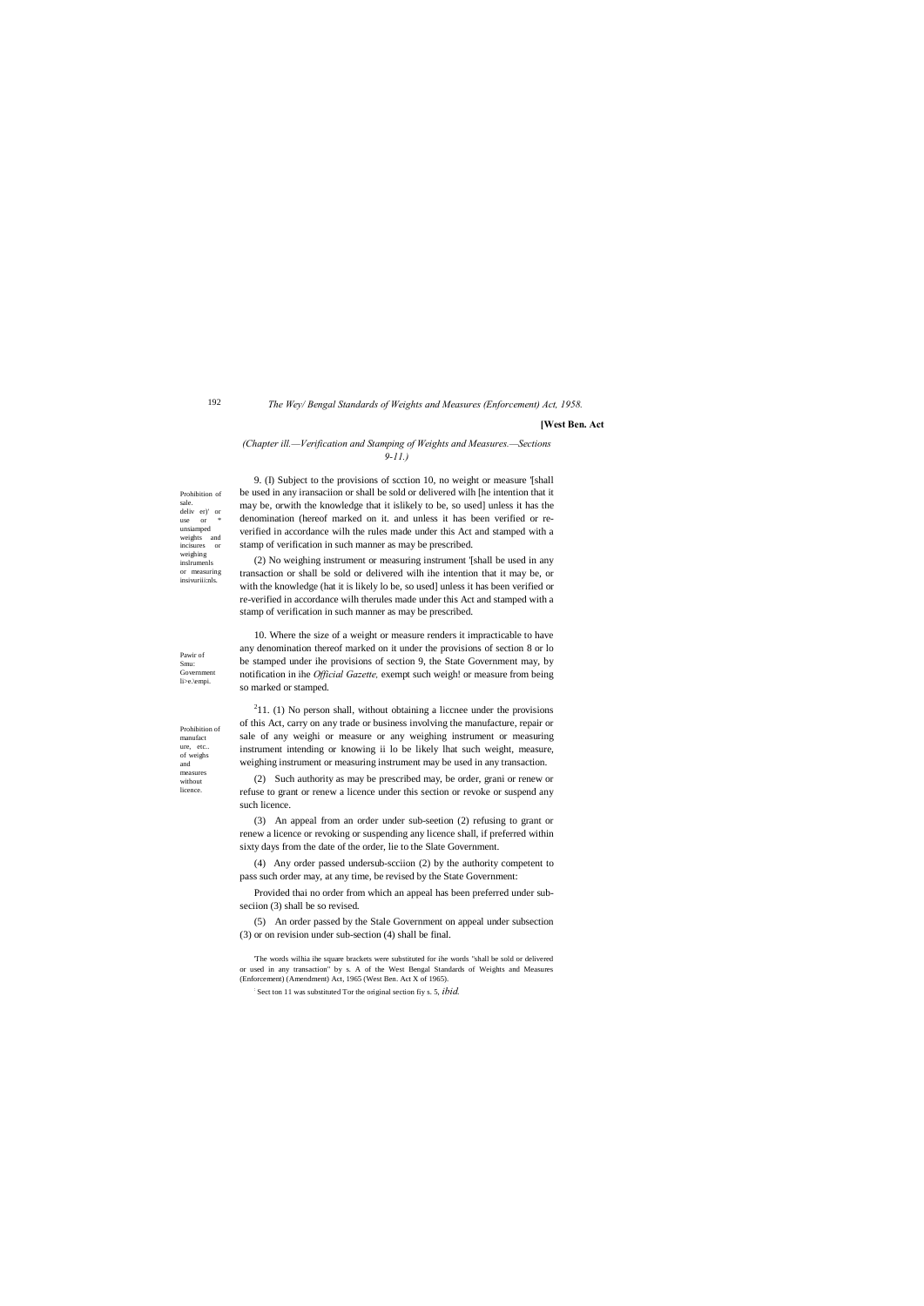*(Chapter ill.—Verification and Stamping of Weights and Measures.—Sections 9-11.)*

Prohibition of sale. deliv er)' or use or * unsiamped weights and incisures or weighing inslrumenls or measuring insivuriii:nls.

9. (I) Subject to the provisions of scction 10, no weight or measure '[shall be used in any iransaciion or shall be sold or delivered wilh [he intention that it may be, orwith the knowledge that it islikely to be, so used] unless it has the denomination (hereof marked on it. and unless it has been verified or re-verified in accordance wilh the rules made under this Act and stamped with a stamp of verification in such manner as may be prescribed.

(2) No weighing instrument or measuring instrument '[shall be used in any transaction or shall be sold or delivered wilh ihe intention that it may be, or with the knowledge (hat it is likely lo be, so used] unless it has been verified or re-verified in accordance wilh therules made under this Act and stamped with a stamp of verification in such manner as may be prescribed.

Pawir of Smu: Government li>e.\empi.

10. Where the size of a weight or measure renders it impracticable to have any denomination thereof marked on it under the provisions of section 8 or lo be stamped under ihe provisions of section 9, the State Government may, by notification in ihe *Official Gazette,* exempt such weigh! or measure from being so marked or stamped.

Prohibition of manufact ure, etc., of weighs and measures without licence.

[2]11. (1) No person shall, without obtaining a liccnee under the provisions of this Act, carry on any trade or business involving the manufacture, repair or sale of any weighi or measure or any weighing instrument or measuring instrument intending or knowing ii lo be likely lhat such weight, measure, weighing instrument or measuring instrument may be used in any transaction.

(2) Such authority as may be prescribed may, be order, grani or renew or refuse to grant or renew a licence under this section or revoke or suspend any such licence.

(3) An appeal from an order under sub-seetion (2) refusing to grant or renew a licence or revoking or suspending any licence shall, if preferred within sixty days from the date of the order, lie to the Slate Government.

(4) Any order passed undersub-scciion (2) by the authority competent to pass such order may, at any time, be revised by the State Government:

Provided thai no order from which an appeal has been preferred under sub-seciion (3) shall be so revised.

(5) An order passed by the Stale Government on appeal under subsection (3) or on revision under sub-section (4) shall be final.

'The words wilhia ihe square brackets were substituted for ihe words "shall be sold or delivered or used in any transaction" by s. A of the West Bengal Standards of Weights and Measures (Enforcement) (Amendment) Act, 1965 (West Ben. Act X of 1965).

: Sect ton 11 was substituted Tor the original section fiy s. 5, *ibid.*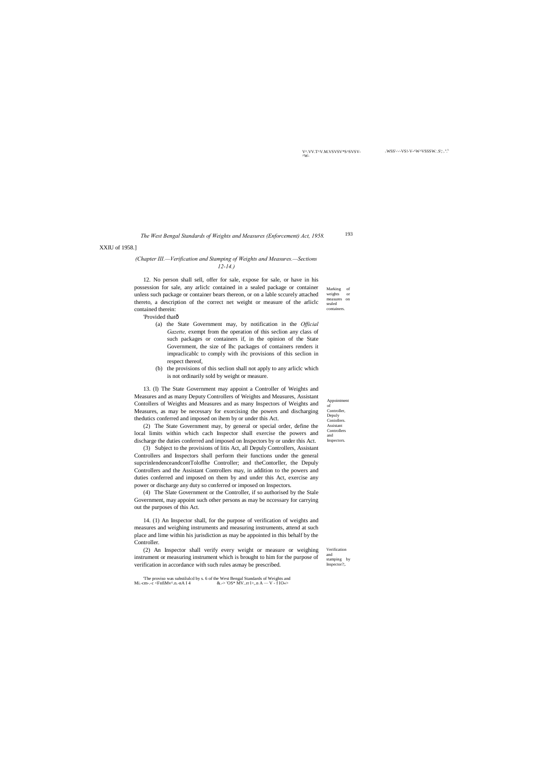XXIU of 1958.]

*(Chapter III.—Verification and Stamping of Weights and Measures.—Sections 12-14.)*

Marking of weights or measures on sealed containers.

12. No person shall sell, offer for sale, expose for sale, or have in his possession for sale, any arliclc contained in a sealed package or container unless such package or container bears thereon, or on a lable sccurely attached thereto, a description of the correct net weight or measure of the arliclc contained therein:

'Provided thatô

(a) the State Government may, by notification in the *Official Gazette,* exempt from the operation of this seclion any class of such packages or containers if, in the opinion of the State Government, the size of Ihc packages of containers renders it impraclicablc to comply with ihc provisions of this seclion in respect thereof,

(b) the provisions of this seclion shall not apply to any arliclc which is not ordinarily sold by weight or measure.

Appointment of Controller, Depuly Conioliers. Assistant Controllers and Inspectors.

13. (I) The State Government may appoint a Controller of Weights and Measures and as many Deputy Controllers of Weights and Measures, Assistant Contollers of Weights and Measures and as many Inspectors of Weights and Measures, as may be necessary for exorcising the powers and discharging thedutics conferred and imposed on ihem by or under this Act.

(2) The State Government may, by general or special order, define the local limits within which cach Inspector shall exercise the powers and discharge the duties conferred and imposed on Inspectors by or under this Act.

(3) Subject to the provisions of litis Act, all Depuly Controllers, Assistant Controllers and Inspectors shall perform their functions under the general supcrinlendenceandcontToloflhe Controller; and theContorller, the Depuly Controllers and the Assistant Controllers may, in addition to the powers and duties conferred and imposed on them by and under this Act, exercise any power or discharge any duty so conferred or imposed on Inspectors.

(4) The Slate Government or the Controller, if so authorised by the Stale Government, may appoint such other persons as may be nccessary for carrying out the purposes of this Act.

Verification and stamping by Inspector?;.

14. (1) An Inspector shall, for the purpose of verification of weights and measures and weighing instruments and measuring instruments, attend at such place and lime within his jurisdiction as may be appointed in this behalf by the Controller.

(2) An Inspector shall verify every weight or measure or weighing instrument or measuring instrument which is brought to him for the purpose of verification in accordance with such rules asmay be prescribed.

'The proviso was substilulcd by s. 6 of the West Bengal Standards of Weights and Mi.-cm-.-c <FnfiMv^.n.-nA I 4 &.-> 'OS* MV...rr l>,.n A — V - f IO«>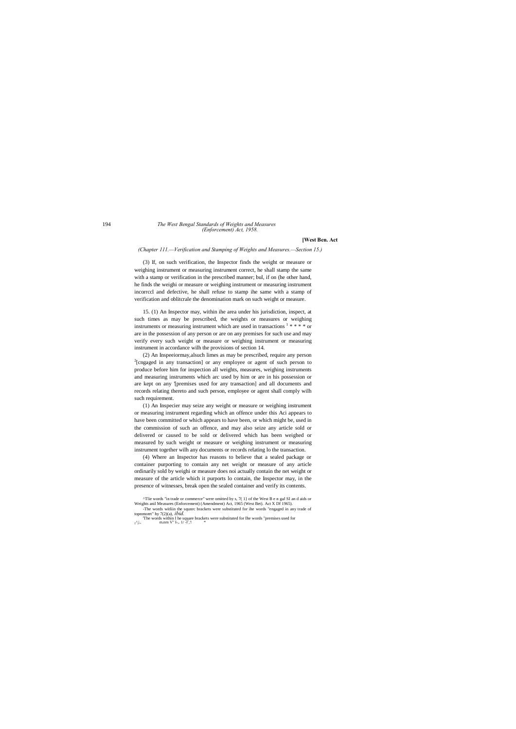*(Chapter 111.—Verification and Stamping of Weights and Measures.—Section 15.)*

(3) If, on such verification, the Inspector finds the weight or measure or weighing instrument or measuring instrument correct, he shall stamp the same with a stamp or verification in the prescribed manner; bul, if on (he other hand, he finds the weighi or measure or weighing instrument or measuring instrument incorrccl and defective, he shall refuse to stamp ihe same with a stamp of verification and oblitcrale the denomination mark on such weight or measure.

15. (1) An Inspector may, within ihe area under his jurisdiction, inspect, at such times as may be prescribed, the weights or measures or weighing instruments or measuring instrument which are used in transactions [1] * * * * or are in the possession of any person or are on any premises for such use and may verify every such weight or measure or weighing instrument or measuring instrument in accordance wilh the provisions of section 14.

(2) An Inspeeiormay,alsuch limes as may be prescribed, require any person [2][cngaged in any transaction] or any employee or agent of such person to produce before him for inspection all weights, measures, weighing instruments and measuring instruments which arc used by him or are in his possession or are kept on any '[premises used for any transaction] and all documents and records relating thereto and such person, employee or agent shall comply wilh such requirement.

(1) An Inspecier may seize any weight or measure or weighing instrument or measuring instrument regarding which an offence under this Aci appears to have been committed or which appears to have been, or which might be, used in the commission of such an offence, and may also seize any article sold or delivered or caused to be sold or delivered which has been weighed or measured by such weight or measure or weighing instrument or measuring instrument together wilh any documents or records relating lo the transaction.

(4) Where an Inspector has reasons to believe that a sealed package or container purporting to contain any net weight or measure of any article ordinarily sold by weighi or measure does noi actually contain the net weight or measure of the article which it purports lo contain, the Inspector may, in the presence of witnesses, break open the sealed container and verify its contents.

^Tlie words "in trade or commerce" were omitted by s, 7( 1} of the West B e n gal Sl an d aids or Weights anil Measures (Enforcement) (Amendment) Act, 1965 (West Bet). Act X Df 1965).

-The words witliin the squnrc brackets were substituted for ihe words "engaged in any trade of topnmoret" hy 7(2)(a), *ibid.*

'The words within I he square brackets were substituted for Ihe words "premises used for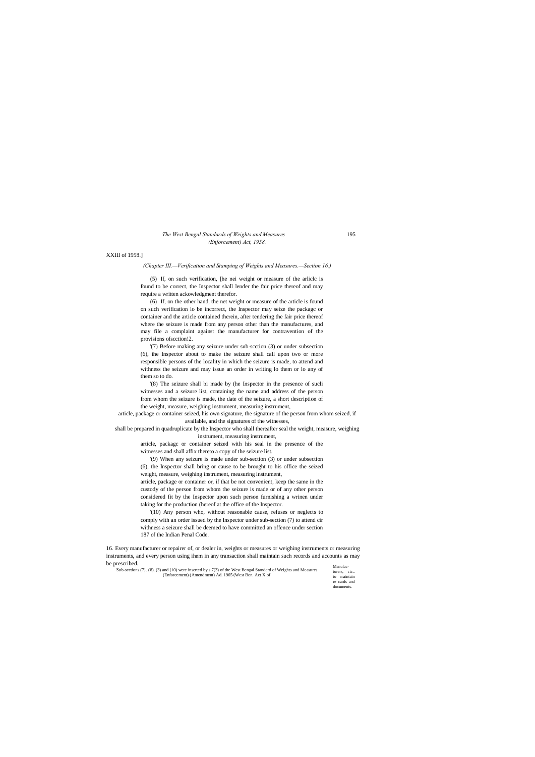XXIII of 1958.]

*(Chapter III.—Verification and Stamping of Weights and Measures.—Section 16.)*

(5) If, on such verification, [he nei weight or measure of the arliclc is found to be correct, the Inspector shall lender the fair price thereof and may require a written ackowledgment therefor.

(6) If, on the other hand, the net weight or measure of the article is found on such verification lo be incorrect, the Inspector may seize the packagc or container and the article contained therein, after tendering the fair price thereof where the seizure is made from any person other than the manufactures, and may file a complaint against the manufacturer for contravention of the provisions ofscction!2.

'(7) Before making any seizure under sub-scction (3) or under subsection (6), ihe Inspector about to make the seizure shall call upon two or more responsible persons of the locality in which the seizure is made, to attend and withness the seizure and may issue an order in writing lo them or lo any of them so to do.

'(8) The seizure shall bi made by (he Inspector in the presence of sucli witnesses and a seizure list, containing the name and address of the person from whom the seizure is made, the date of the seizure, a short description of the weight, measure, weighing instrument, measuring instrument,

article, package or container seized, his own signature, the signature of the person from whom seized, if available, and the signatures of the witnesses,

shall be prepared in quadruplicate by the Inspector who shall thereafter seal the weight, measure, weighing instrument, measuring instrument,

article, packagc or container seized with his seal in the presence of the witnesses and shall affix thereto a copy of the seizure list.

'(9) When any seizure is made under sub-section (3) or under subsection (6), the Inspector shall bring or cause to be brought to his office the seized weight, measure, weighing instrument, measuring instrument,

article, package or container or, if that be not convenient, keep the same in the custody of the person from whom the seizure is made or of any other person considered fit by the Inspector upon such person furnishing a wrinen under taking for the production (hereof at the office of the Inspector.

'(10) Any person who, without reasonable cause, refuses or neglects to comply with an order issued by the Inspector under sub-section (7) to attend cir withness a seizure shall be deemed to have committed an offence under section 187 of the Indian Penal Code.

Manufac-turers, ctc.. to maintain re cards and documents.

16. Every manufacturer or repairer of, or dealer in, weights or measures or weighing instruments or measuring instruments, and every person using ihem in any transaction shall maintain such records and accounts as may be prescribed.

'Sub-sections (7}. (8). (3) and (10) were inserted by s.7(3) of the West Bengal Standard of Weights and Measures (Enforcement) (Amendment) Ad. 1965 (West Ben. Act X of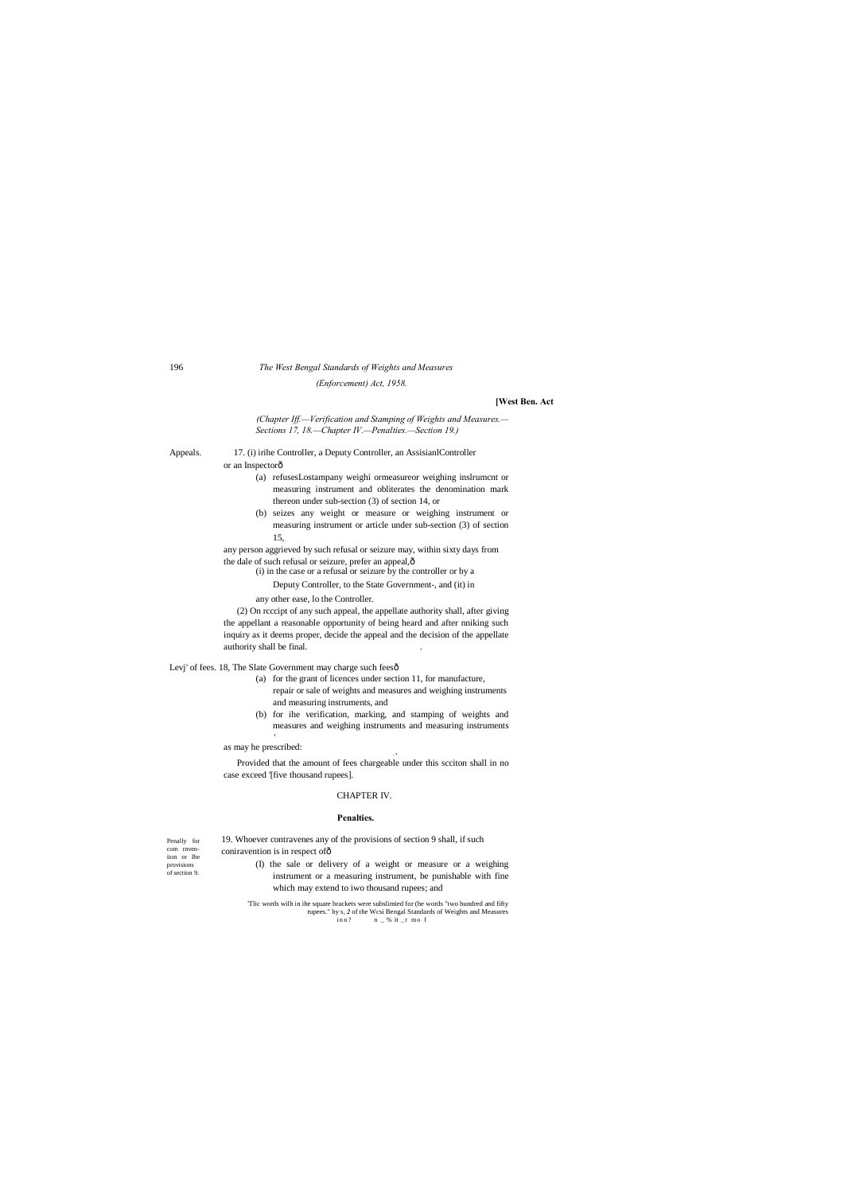*(Chapter Iff.—Verification and Stamping of Weights and Measures.—Sections 17, 18.—Chapter IV.—Penalties.—Section 19.)*

Appeals. 17. (i) irihe Controller, a Deputy Controller, an AssisianlController or an Inspectorô

(a) refusesLostampany weighi ormeasureor weighing inslrumcnt or measuring instrument and obliterates the denomination mark thereon under sub-section (3) of section 14, or

(b) seizes any weight or measure or weighing instrument or measuring instrument or article under sub-section (3) of section 15,

any person aggrieved by such refusal or seizure may, within sixty days from the dale of such refusal or seizure, prefer an appeal,ô

(i) in the case or a refusal or seizure by the controller or by a Deputy Controller, to the State Government-, and (it) in any other ease, lo the Controller.

(2) On rcccipt of any such appeal, the appellate authority shall, after giving the appellant a reasonable opportunity of being heard and after nniking such inquiry as it deems proper, decide the appeal and the decision of the appellate authority shall be final.

Levj' of fees. 18, The Slate Government may charge such feesô

(a) for the grant of licences under section 11, for manufacture, repair or sale of weights and measures and weighing instruments and measuring instruments, and

(b) for ihe verification, marking, and stamping of weights and measures and weighing instruments and measuring instruments

as may he prescribed:

Provided that the amount of fees chargeable under this scciton shall in no case exceed '[five thousand rupees].

## CHAPTER IV.

### Penalties.

Penally for com rnven-iion or lhe provisions of section 9.

19. Whoever contravenes any of the provisions of section 9 shall, if such coniravention is in respect ofô

(I) the sale or delivery of a weight or measure or a weighing instrument or a measuring instrument, be punishable with fine which may extend to iwo thousand rupees; and

'Tlic words wilh in ihe square brackets were subslimied for (he words "two hundred and fifty rupees." by s, *2* of the Wcsi Bengal Standards of Weights and Measures inn? n _ % it _r mo f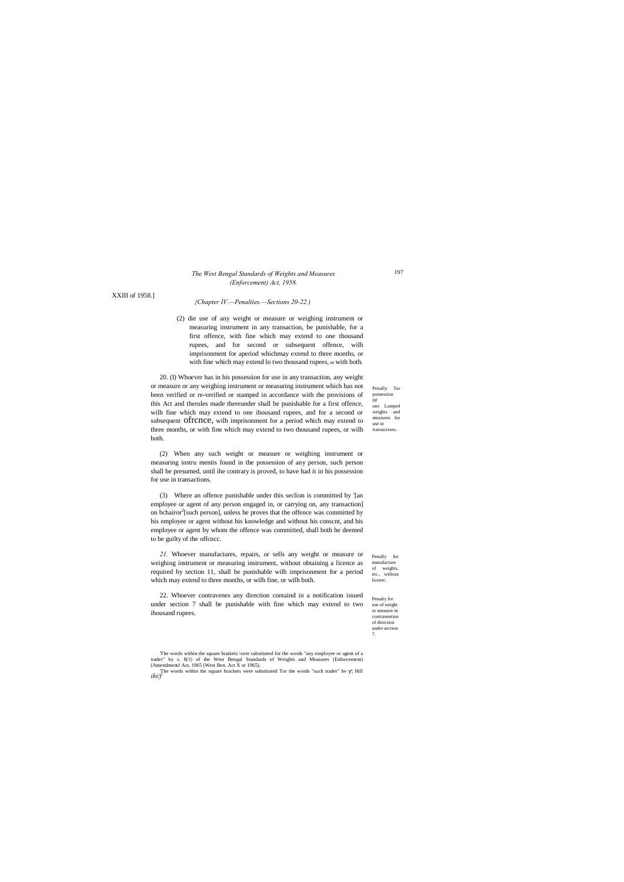XXIII of 1958.]

*{Chapter IV.—Penalties.—Sections 20-22.)*

(2) die use of any weight or measure or weighing instrument or measuring instrument in any transaction, be punishable, for a first offence, with fine which may extend to one thousand rupees, and for second or subsequent offence, wilh imprisonment for aperiod whichmay extend to three months, or with fine which may extend lo two thousand rupees, or with both.

Penally Tor possession or uns Lamped weights and measures for use in transactions.

20. (I) Whoever has in his possession for use in any transaction, any weight or measure or any weighing instrument or measuring instrument which has not been verified or re-verified or stamped in accordance with the provisions of this Act and therules made thereunder shall be punishable for a first offence, wilh fine which may extend to one ihousand rupees, and for a second or subsequent ofrcnce, wilh imprisonment for a period which may extend to three months, or with fine which may extend to two thousand rupees, or wilh both.

(2) When any such weight or measure or weighing instrument or measuring instru mentis found in the possession of any person, such person shall be presumed, until ihe contrary is proved, to have had it in his possession for use in transactions.

(3) Where an offence punishable under this seclion is committed by [1][an employee or agent of any person engaged in, or carrying on, any transaction] on bchairor[2][such person], unless he proves that the offence was committed by his employee or agent without his knowledge and without his conscnt, and his employee or agent by whom the offence was committed, shall both he deemed to be guilty of the offcncc.

Penally for manufacture of weights, etc., without licenec.

*21.* Whoever manufactures, repairs, or sells any weight or measure or weighing instrument or measuring instrument, without obtaining a licence as required by section 11, shall be punishable wilh imprisonment for a period which may extend to three months, or wilh fine, or wilh both.

Penalty for use of weight or measure in contravention of direction under section 7.

22. Whoever contravenes any direction containd in a notification issued under section 7 shall be punishable with fine which may extend to two ihousand rupees.

[1]The words within the square hratkeis \vere substituted for the words "any employee or agent of a trader" by s. 8(1) of the West Bengal Standards of Weights and Measures (Enforcement) (AmendmentJ Act, 1965 (West Ben. Act X or 1965).

[2]The words within the square brackets were substituted Tor the words "such trader" hv y; Hill *ihi/f*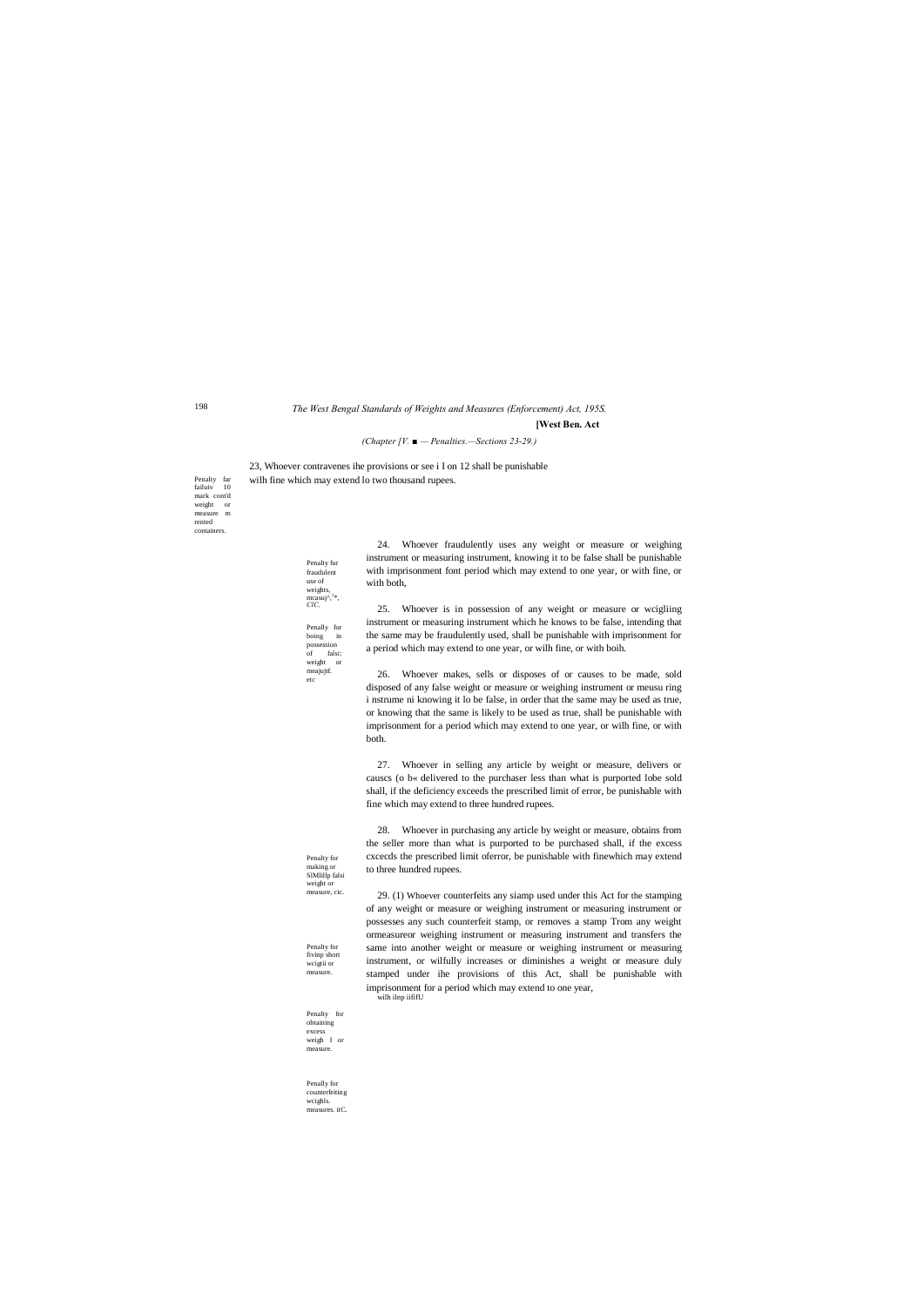*(Chapter [V. ■ — Penalties.—Sections 23-29.)*

Penalty far failuiv 10 mark cont'd weight or measure m rented containers.

23, Whoever contravenes ihe provisions or see i I on 12 shall be punishable wilh fine which may extend lo two thousand rupees.

Penalty fur fraudulent use of weights, mcasuj^,^*, CIC.

24. Whoever fraudulently uses any weight or measure or weighing instrument or measuring instrument, knowing it to be false shall be punishable with imprisonment font period which may extend to one year, or with fine, or with both,

Penally for boing in possession of falsi: weight or meajujtf. etc

25. Whoever is in possession of any weight or measure or wcigliing instrument or measuring instrument which he knows to be false, intending that the same may be fraudulently used, shall be punishable with imprisonment for a period which may extend to one year, or wilh fine, or with boih.

26. Whoever makes, sells or disposes of or causes to be made, sold disposed of any false weight or measure or weighing instrument or meusu ring i nstrume ni knowing it lo be false, in order that the same may be used as true, or knowing that the same is likely to be used as true, shall be punishable with imprisonment for a period which may extend to one year, or wilh fine, or with both.

Penalty for making or SIMiilp falsi weight or measure, cic.

27. Whoever in selling any article by weight or measure, delivers or causcs (o b« delivered to the purchaser less than what is purported lobe sold shall, if the deficiency exceeds the prescribed limit of error, be punishable with fine which may extend to three hundred rupees.

Penalty for fivinp short wcigtii or measure.

28. Whoever in purchasing any article by weight or measure, obtains from the seller more than what is purported to be purchased shall, if the excess cxcecds the prescribed limit oferror, be punishable with finewhich may extend to three hundred rupees.

Penalty for obtaining excess weigh l or measure.

Penally for counterfeiting wcighls. measures. itC.

29. (1) Whoever counterfeits any siamp used under this Act for the stamping of any weight or measure or weighing instrument or measuring instrument or possesses any such counterfeit stamp, or removes a stamp Trom any weight ormeasureor weighing instrument or measuring instrument and transfers the same into another weight or measure or weighing instrument or measuring instrument, or wilfully increases or diminishes a weight or measure duly stamped under ihe provisions of this Act, shall be punishable with imprisonment for a period which may extend to one year, wilh ilnp iififU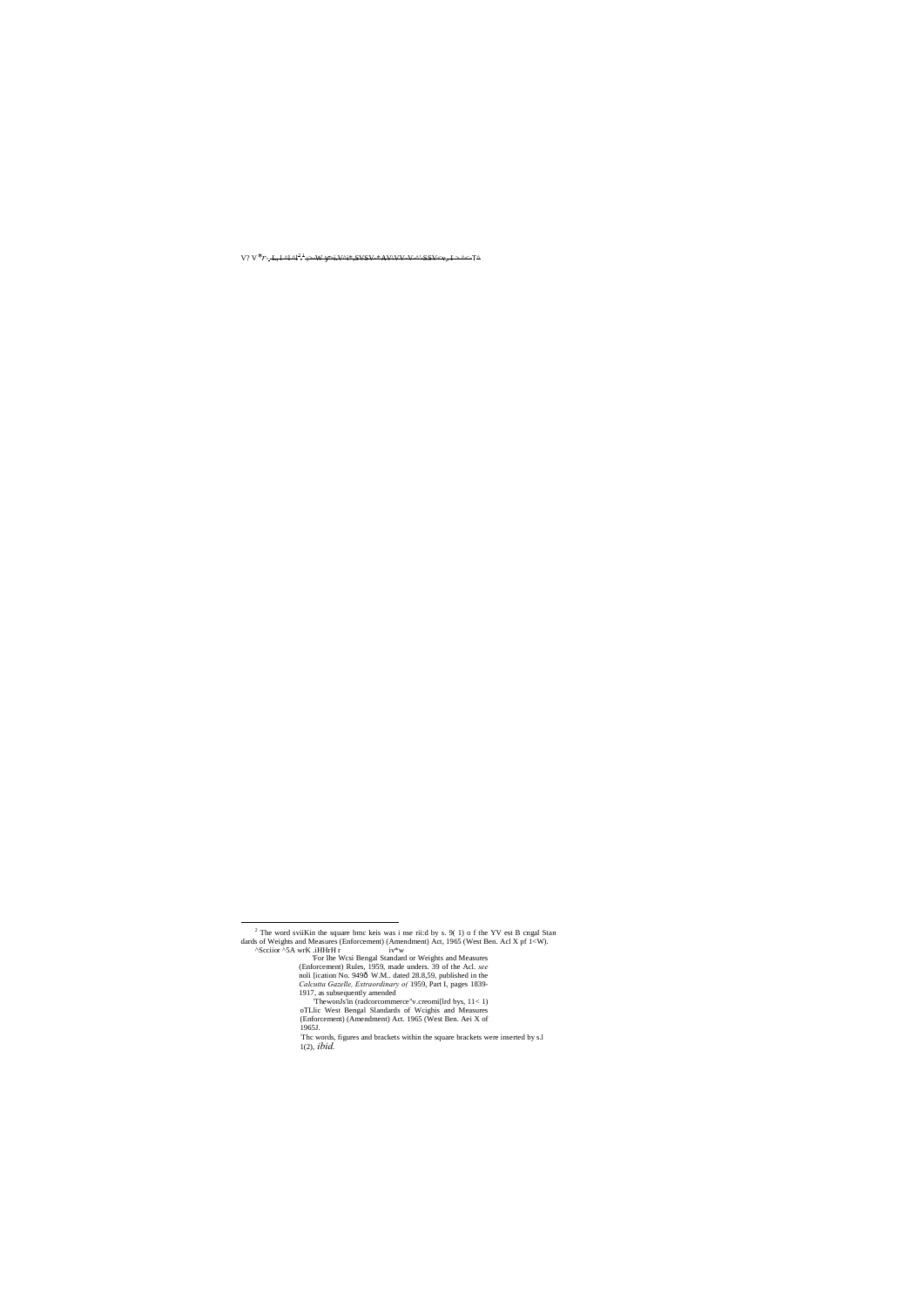V? V*r-.-I-.-I ^l ^l^2-'-^ ;>-W y=i.V^i*.SVSV-*AV\VV-V-^-SSV<v,.I > ^<~T^

[2] The word sviiKin the square bmc keis was i nse rii:d by s. 9( 1) o f the YV est B cngal Standards of Weights and Measures (Enforcement) (Amendment) Act, 1965 (West Ben. Acl X pf 1<W).

^Scciior ^5A wrK .iHHrH r iv*w

'For Ihe Wcsi Bengal Standard or Weights and Measures (Enforcement) Rules, 1959, made unders. 39 of the Acl. *see* noli [ication No. 949ð W.M.. dated 28.8,59, published in the *Calcutta Gazelle, Extraordinary o(* 1959, Part I, pages 1839-1917, as subsequently amended

'ThewonJs'in (radcorcommerce"v.creomi[lrd bys, 11< 1) oTLlic West Bengal Slandards of Wcighis and Measures (Enforcement) (Amendment) Act. 1965 (West Ben. Aei X of 1965J.

Thc words, figures and brackets within the square brackets were inserted by s.l 1(2), *ibid.*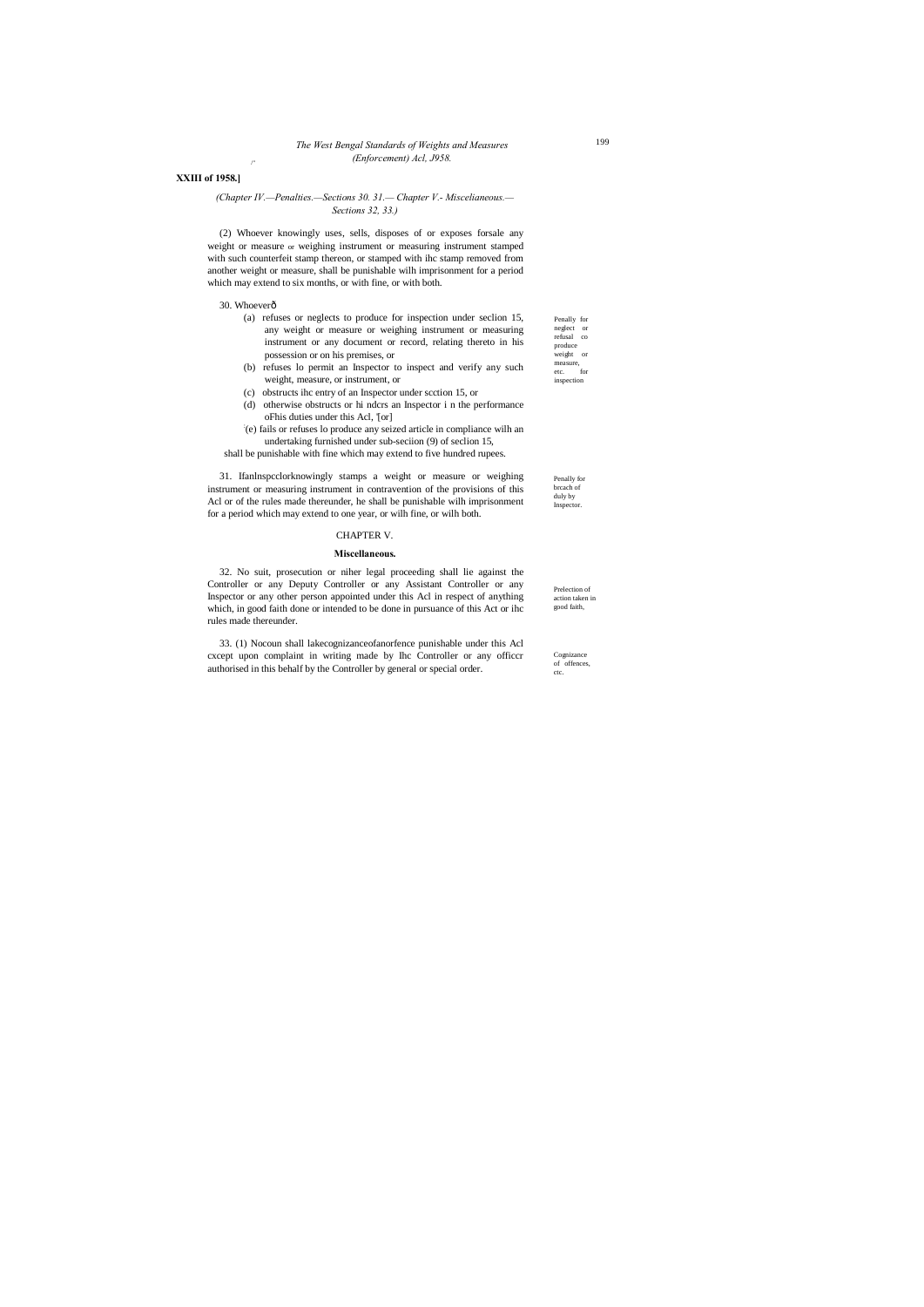**XXIII of 1958.]**

*(Chapter IV.—Penalties.—Sections 30. 31.— Chapter V.- Miscelianeous.— Sections 32, 33.)*

(2) Whoever knowingly uses, sells, disposes of or exposes forsale any weight or measure or weighing instrument or measuring instrument stamped with such counterfeit stamp thereon, or stamped with ihc stamp removed from another weight or measure, shall be punishable wilh imprisonment for a period which may extend to six months, or with fine, or with both.

30. Whoeverð

Penally for neglect or refusal co produce weight or measure, etc. for inspection

(a) refuses or neglects to produce for inspection under seclion 15, any weight or measure or weighing instrument or measuring instrument or any document or record, relating thereto in his possession or on his premises, or

(b) refuses lo permit an Inspector to inspect and verify any such weight, measure, or instrument, or

(c) obstructs ihc entry of an Inspector under scction 15, or

(d) otherwise obstructs or hi ndcrs an Inspector i n the performance oFhis duties under this Acl, '[or]

'(e) fails or refuses lo produce any seized article in compliance wilh an undertaking furnished under sub-seciion (9) of seclion 15,

shall be punishable with fine which may extend to five hundred rupees.

Penally for brcach of duly by Inspector.

31. Ifanlnspcclorknowingly stamps a weight or measure or weighing instrument or measuring instrument in contravention of the provisions of this Acl or of the rules made thereunder, he shall be punishable wilh imprisonment for a period which may extend to one year, or wilh fine, or wilh both.

## CHAPTER V.

### Miscellaneous.

Prelection of action taken in good faith,

32. No suit, prosecution or niher legal proceeding shall lie against the Controller or any Deputy Controller or any Assistant Controller or any Inspector or any other person appointed under this Acl in respect of anything which, in good faith done or intended to be done in pursuance of this Act or ihc rules made thereunder.

Cognizance of offences, ctc.

33. (1) Nocoun shall lakecognizanceofanorfence punishable under this Acl cxcept upon complaint in writing made by Ihc Controller or any officcr authorised in this behalf by the Controller by general or special order.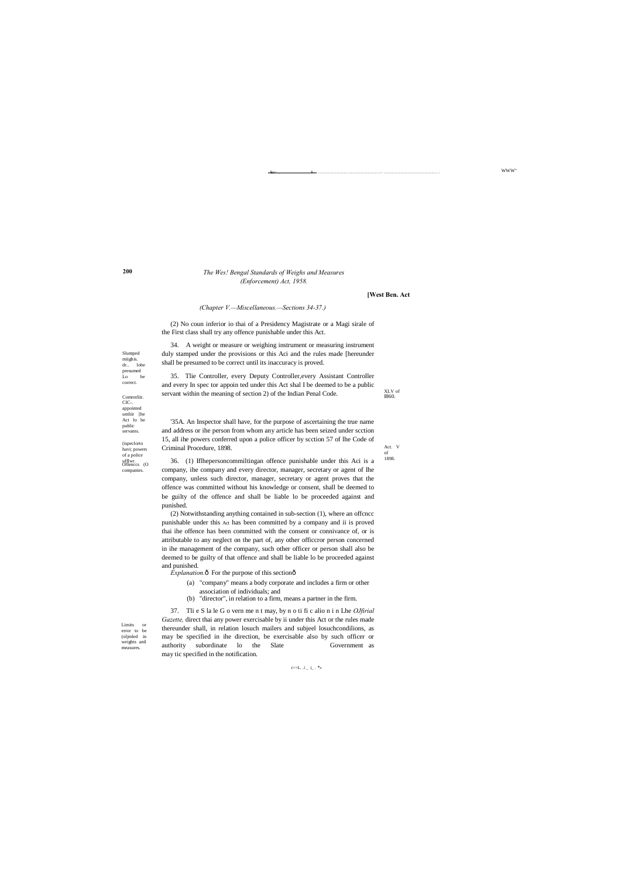*The Wes! Bengal Standards of Weighs and Measures (Enforcement) Act, 1958.*

**[West Ben. Act**

*(Chapter V.—Miscellaneous.—Sections 34-37.)*

(2) No coun inferior io thai of a Presidency Magistrate or a Magi sirale of the First class shall try any offence punishable under this Act.

Slumped miighis. dr.. lobe presumed Lo be correct.

34. A weight or measure or weighing instrument or measuring instrument duly stamped under the provisions or this Aci and the rules made [hereunder shall be presumed to be correct until its inaccuracy is proved.

Comrotliir. ClC-. appointed untliir [he Act lo be public servants.

35. Tlie Controller, every Deputy Controller,every Assistant Controller and every In spec tor appoin ted under this Act shal I be deemed to be a public servant within the meaning of section 2) of the Indian Penal Code. XLV of I860.

(ispeclorto havi; powers of a police sffiwr.

'35A. An Inspector shall have, for the purpose of ascertaining the true name and address or ihe person from whom any article has been seized under scction 15, all ihe powers conferred upon a police officer by scction 57 of lhe Code of Criminal Procedure, 1898. Act. V of 1898.

Offenccs (O companies.

36. (1) Iflhepersoncommiltingan offence punishable under this Aci is a company, ihe company and every director, manager, secretary or agent of Ihe company, unless such director, manager, secretary or agent proves that the offence was committed without his knowledge or consent, shall be deemed to be guilty of the offence and shall be liable lo be proceeded against and punished.

(2) Notwithstanding anything contained in sub-section (1), where an offcncc punishable under this Act has been committed by a company and ii is proved thai ihe offence has been committed with the consent or connivance of, or is attributable to any neglect on the part of, any other officcror person concerned in ihe management of the company, such other officer or person shall also be deemed to be guilty of that offence and shall be liable lo be proceeded against and punished.

*Explanation.*—For the purpose of this section—

(a) "company" means a body corporate and includes a firm or other association of individuals; and

(b) "director", in relation to a firm, means a partner in the firm.

Limits or error to be (ol)mled in weights anil measures.

37. Tli e S la le G o vern me n t may, by n o ti fi c alio n i n Lhe *OJfirial Gazette,* direct thai any power exercisable by ii under this Act or the rules made thereunder shall, in relation losuch mailers and subjeel losuchcondilions, as may be specified in ihe direction, be exercisable also by such officer or authority subordinate lo the Slate Government as may tic specified in the notification.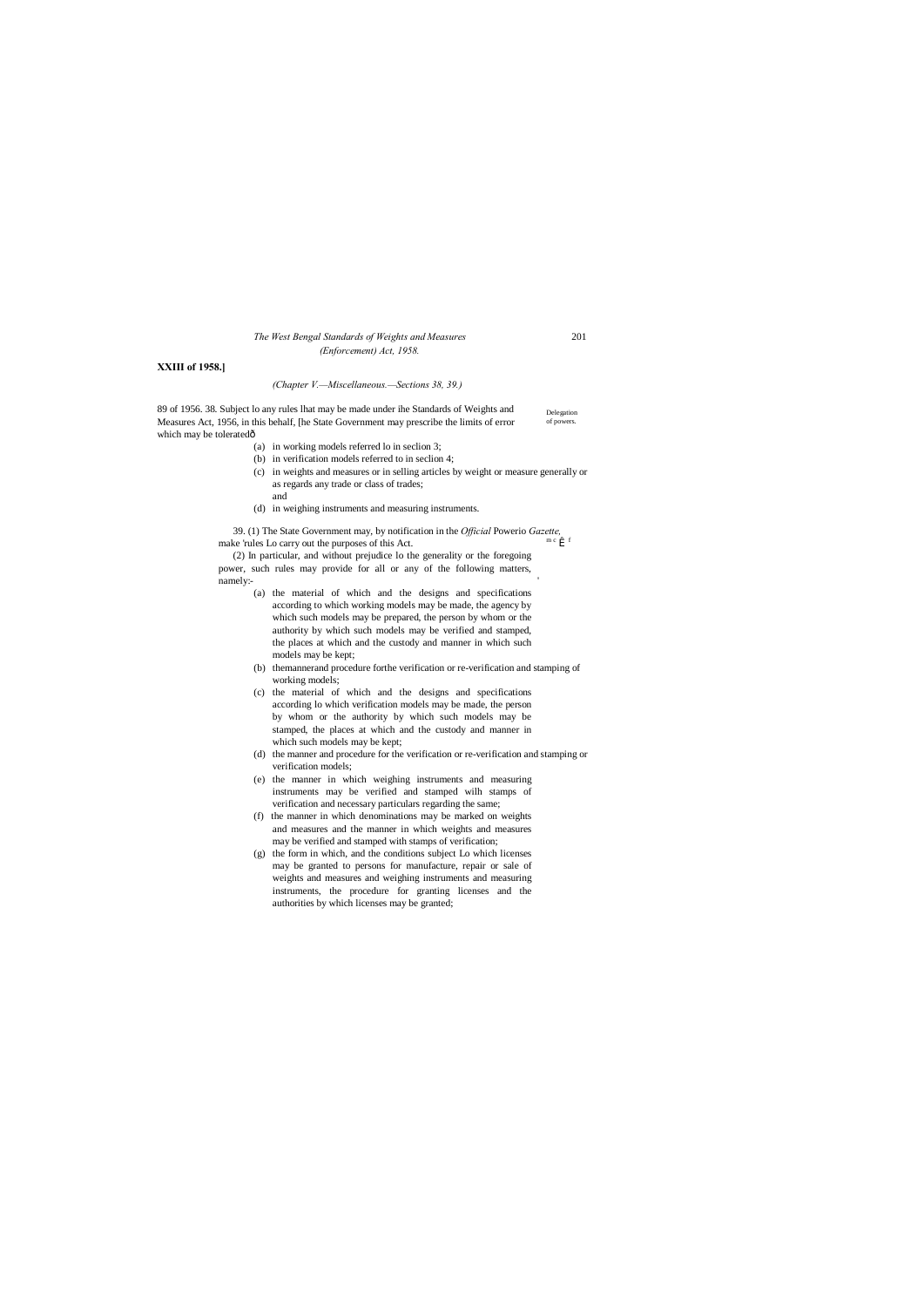**XXIII of 1958.]**

*(Chapter V.—Miscellaneous.—Sections 38, 39.)*

89 of 1956. 38. Subject lo any rules lhat may be made under ihe Standards of Weights and Measures Act, 1956, in this behalf, [he State Government may prescribe the limits of error which may be toleratedð

Delegation of powers.

(a) in working models referred lo in seclion 3;

(b) in verification models referred to in seclion 4;

(c) in weights and measures or in selling articles by weight or measure generally or as regards any trade or class of trades;
and

(d) in weighing instruments and measuring instruments.

39. (1) The State Government may, by notification in the *Official* Powerio *Gazette,* make 'rules Lo carry out the purposes of this Act.

(2) In particular, and without prejudice lo the generality or the foregoing power, such rules may provide for all or any of the following matters, namely:-

(a) the material of which and the designs and specifications according to which working models may be made, the agency by which such models may be prepared, the person by whom or the authority by which such models may be verified and stamped, the places at which and the custody and manner in which such models may be kept;

(b) themannerand procedure forthe verification or re-verification and stamping of working models;

(c) the material of which and the designs and specifications according lo which verification models may be made, the person by whom or the authority by which such models may be stamped, the places at which and the custody and manner in which such models may be kept;

(d) the manner and procedure for the verification or re-verification and stamping or verification models;

(e) the manner in which weighing instruments and measuring instruments may be verified and stamped wilh stamps of verification and necessary particulars regarding the same;

(f) the manner in which denominations may be marked on weights and measures and the manner in which weights and measures may be verified and stamped with stamps of verification;

(g) the form in which, and the conditions subject Lo which licenses may be granted to persons for manufacture, repair or sale of weights and measures and weighing instruments and measuring instruments, the procedure for granting licenses and the authorities by which licenses may be granted;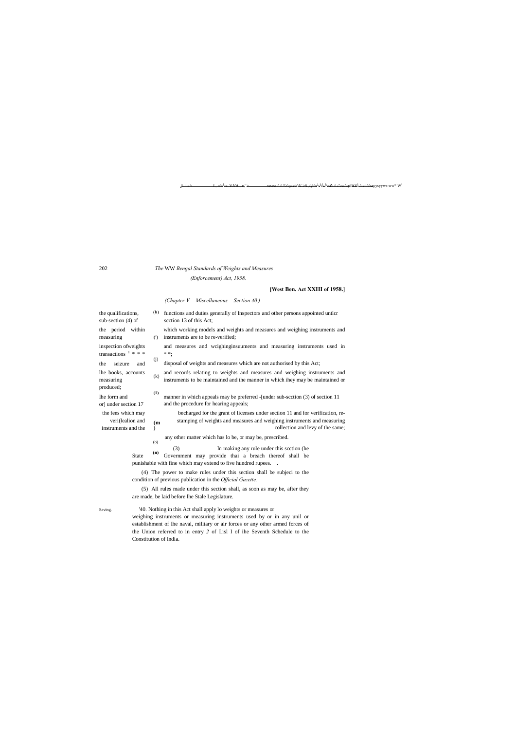*(Chapter V.—Miscellaneous.—Section 40.)*

(h) the qualifications, functions and duties generally of Inspectors and other persons appointed untlcr sub-section (4) of scction 13 of this Act;

(') the period within which working models and weights and measures and weighing instruments and measuring instruments are to be re-verified;

(j) inspection ofweights and measures and wcighinginsuuments and measuring instruments used in transactions [1] * * * * *;

(k) the seizure and disposal of weights and measures which are not authorised by this Act;

(1) lhe books, accounts and records relating to weights and measures and weighing instruments and measuring instruments to be maintained and the manner in which ihey may be maintained or produced;

(m) Ihe form and manner in which appeals may be preferred -[under sub-scction (3) of section 11 or] under section 17 and the procedure for hearing appeals;

(n) the fees which may becharged for the grant of licenses under section 11 and for verification, re-veri(lealion and stamping of weights and measures and weighing instruments and measuring instruments and the collection and levy of the same;

(o) any other matter which has lo be, or may be, prescribed.

(3) In making any rule under this scction (he State Government may provide thai a breach thereof shall be punishable with fine which may extend to five hundred rupees.

(4) The power to make rules under this section shall be subjeci to the condition of previous publication in the *Official Gazette.*

(5) All rules made under this section shall, as soon as may be, after they are made, be laid before lhe Stale Legislature.

Saving.

'40. Nothing in this Act shall apply lo weights or measures or weighing instruments or measuring instruments used by or in any unil or establishment of Ihe naval, military or air forces or any other armed forces of the Union referred to in entry *2* of Lisl I of ihe Seventh Schedule to the Constitution of India.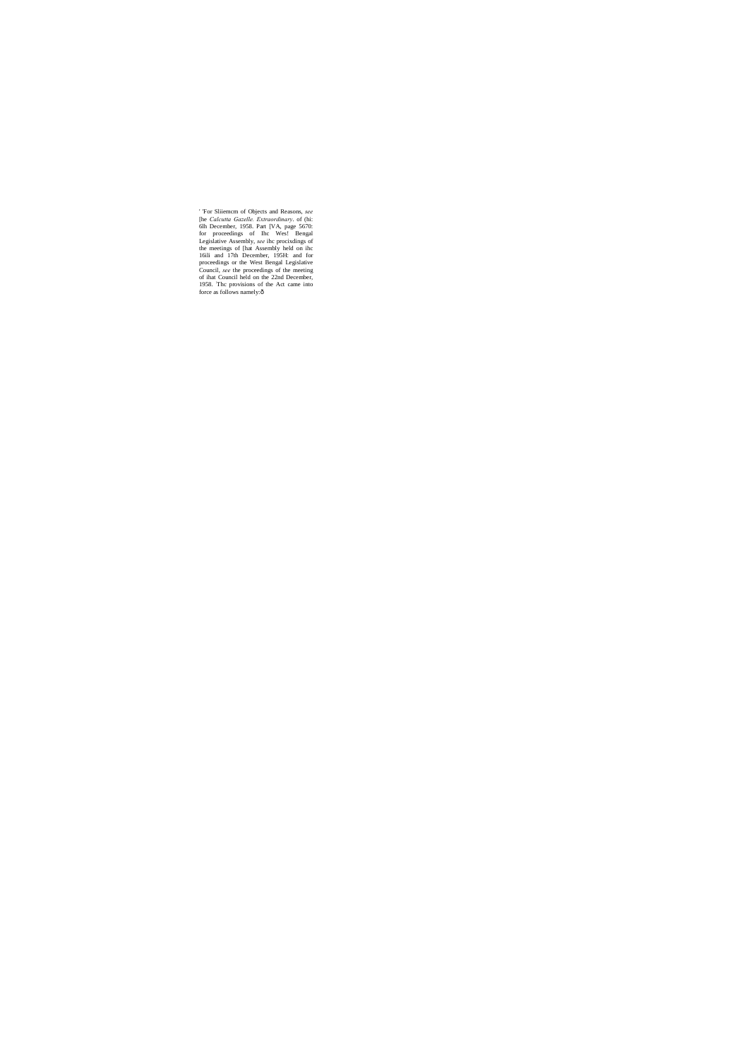' 'For Sliiemcm of Objects and Reasons, *see* [he *Calcutta Gazelle. Extraordinary*. of (hi: 6lh December, 1958. Part [VA, page 5670: for proceedings of Ihc Wes! Bengal Legislative Assembly, *see* ihc procixdings of the meetings of [hat Assembly held on ihc 16ili and 17th December, 195H: and for proceedings or the West Bengal Legislative Council, *see* the proceedings of the meeting of ihat Council held on the 22nd December, 1958. 'Thc provisions of the Act came into force as follows namely:ð